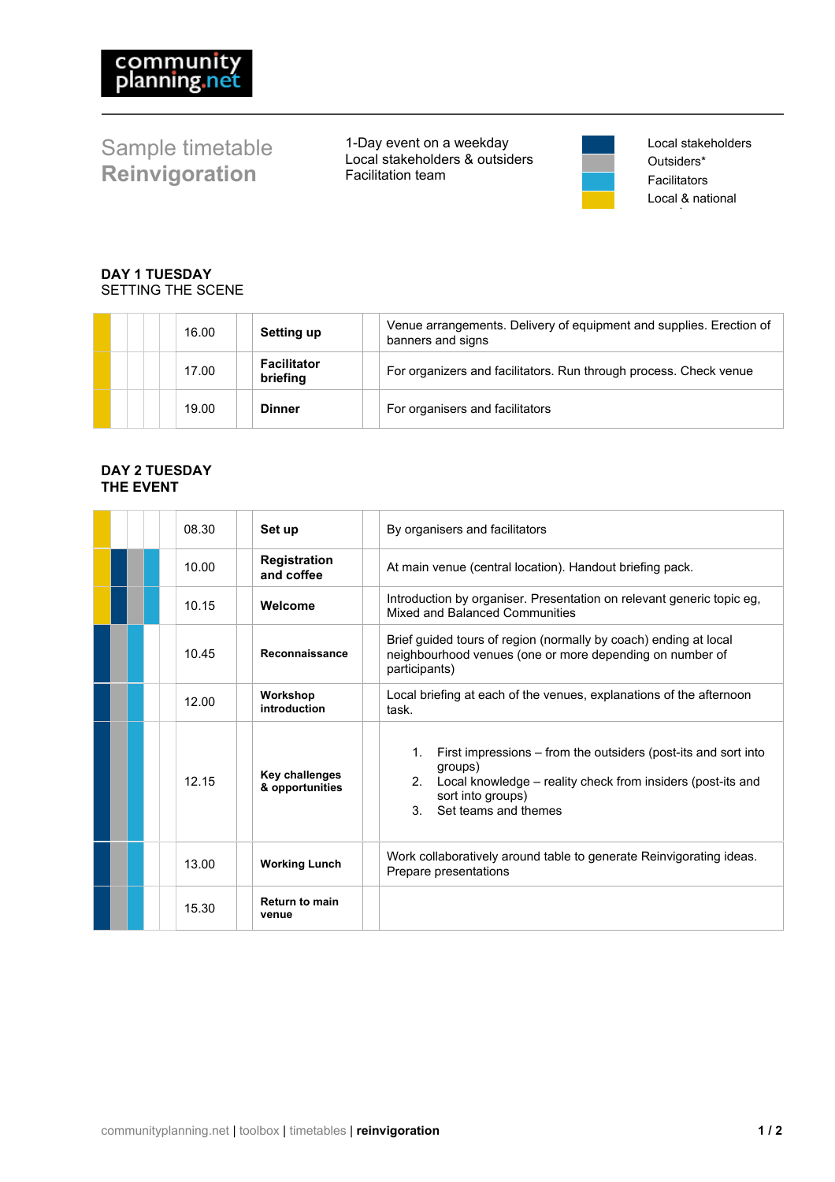# Sample timetable
# **Reinvigoration**

1-Day event on a weekday
Local stakeholders & outsiders
Facilitation team

Local stakeholders
Outsiders*
Facilitators
Local & national

**DAY 1 TUESDAY**
SETTING THE SCENE

| Time | Activity | Description |
|---|---|---|
| 16.00 | **Setting up** | Venue arrangements. Delivery of equipment and supplies. Erection of banners and signs |
| 17.00 | **Facilitator briefing** | For organizers and facilitators. Run through process. Check venue |
| 19.00 | **Dinner** | For organisers and facilitators |

**DAY 2 TUESDAY**
**THE EVENT**

| Time | Activity | Description |
|---|---|---|
| 08.30 | **Set up** | By organisers and facilitators |
| 10.00 | **Registration and coffee** | At main venue (central location). Handout briefing pack. |
| 10.15 | **Welcome** | Introduction by organiser. Presentation on relevant generic topic eg, Mixed and Balanced Communities |
| 10.45 | **Reconnaissance** | Brief guided tours of region (normally by coach) ending at local neighbourhood venues (one or more depending on number of participants) |
| 12.00 | **Workshop introduction** | Local briefing at each of the venues, explanations of the afternoon task. |
| 12.15 | **Key challenges & opportunities** | 1. First impressions – from the outsiders (post-its and sort into groups) 2. Local knowledge – reality check from insiders (post-its and sort into groups) 3. Set teams and themes |
| 13.00 | **Working Lunch** | Work collaboratively around table to generate Reinvigorating ideas. Prepare presentations |
| 15.30 | **Return to main venue** | |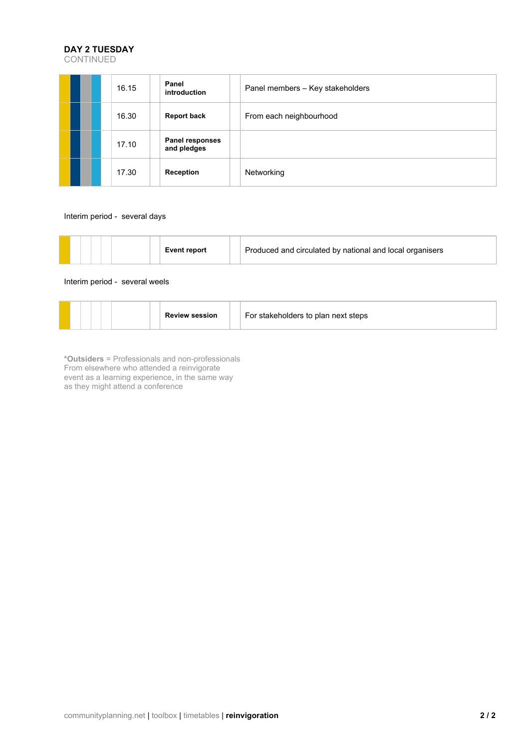**DAY 2 TUESDAY**
CONTINUED

| | | | |
|---|---|---|---|
| 16.15 | **Panel introduction** | Panel members – Key stakeholders |
| 16.30 | **Report back** | From each neighbourhood |
| 17.10 | **Panel responses and pledges** | |
| 17.30 | **Reception** | Networking |

Interim period - several days

| | | |
|---|---|---|
| | **Event report** | Produced and circulated by national and local organisers |

Interim period - several weels

| | | |
|---|---|---|
| | **Review session** | For stakeholders to plan next steps |

***Outsiders** = Professionals and non-professionals From elsewhere who attended a reinvigorate event as a learning experience, in the same way as they might attend a conference

communityplanning.net | toolbox | timetables | **reinvigoration**